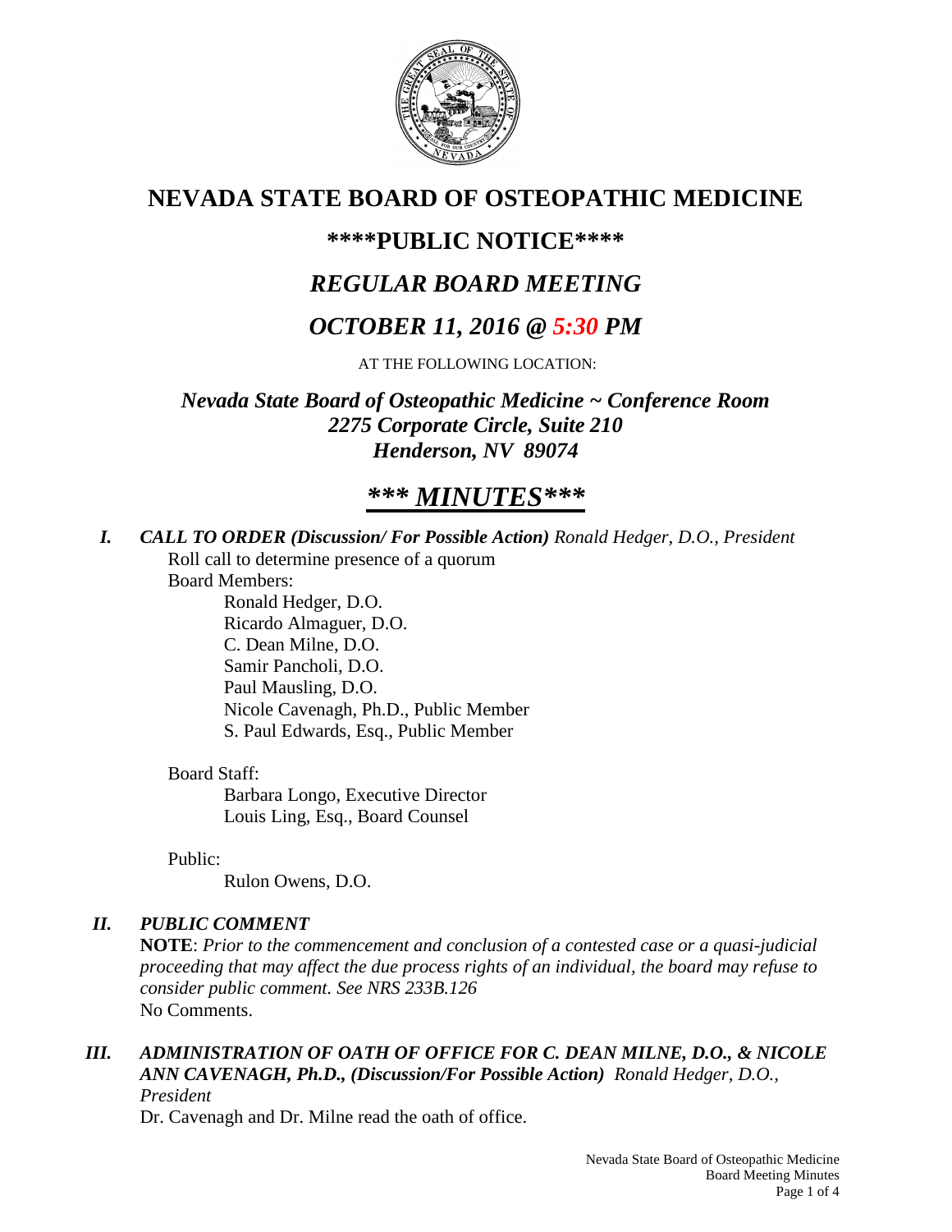# NEVADA STATE BOARD OF OSTEOPATHIC MEDICINE

## \*\*\*\*PUBLIC NOTICE\*\*\*\*

## *REGULAR BOARD MEETING*

## *OCTOBER 11, 2016 @ 5:30 PM*

AT THE FOLLOWING LOCATION:

***Nevada State Board of Osteopathic Medicine ~ Conference Room***
***2275 Corporate Circle, Suite 210***
***Henderson, NV 89074***

## *\*\*\* MINUTES\*\*\**

***I. CALL TO ORDER (Discussion/ For Possible Action)*** *Ronald Hedger, D.O., President*

Roll call to determine presence of a quorum

Board Members:

- Ronald Hedger, D.O.
- Ricardo Almaguer, D.O.
- C. Dean Milne, D.O.
- Samir Pancholi, D.O.
- Paul Mausling, D.O.
- Nicole Cavenagh, Ph.D., Public Member
- S. Paul Edwards, Esq., Public Member

Board Staff:

- Barbara Longo, Executive Director
- Louis Ling, Esq., Board Counsel

Public:

- Rulon Owens, D.O.

***II. PUBLIC COMMENT***

**NOTE**: *Prior to the commencement and conclusion of a contested case or a quasi-judicial proceeding that may affect the due process rights of an individual, the board may refuse to consider public comment. See NRS 233B.126*

No Comments.

***III. ADMINISTRATION OF OATH OF OFFICE FOR C. DEAN MILNE, D.O., & NICOLE ANN CAVENAGH, Ph.D., (Discussion/For Possible Action)*** *Ronald Hedger, D.O., President*

Dr. Cavenagh and Dr. Milne read the oath of office.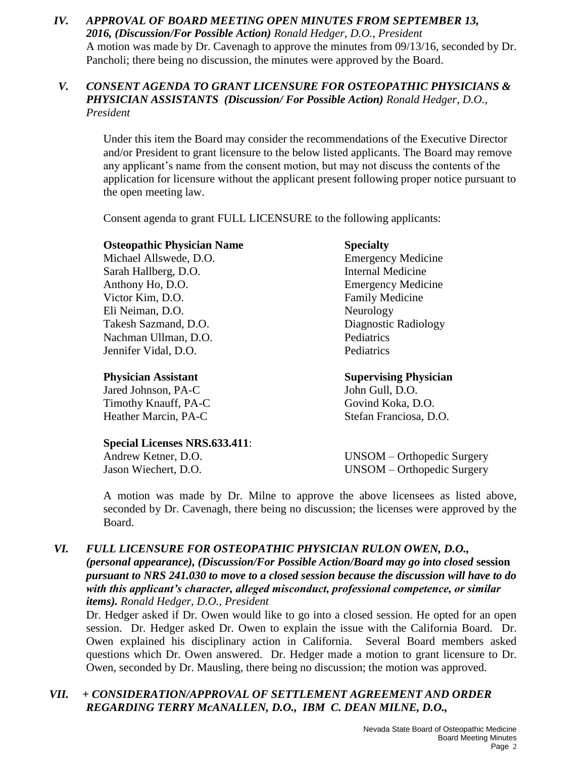### *IV. APPROVAL OF BOARD MEETING OPEN MINUTES FROM SEPTEMBER 13, 2016, (Discussion/For Possible Action) Ronald Hedger, D.O., President*

A motion was made by Dr. Cavenagh to approve the minutes from 09/13/16, seconded by Dr. Pancholi; there being no discussion, the minutes were approved by the Board.

### *V. CONSENT AGENDA TO GRANT LICENSURE FOR OSTEOPATHIC PHYSICIANS & PHYSICIAN ASSISTANTS (Discussion/ For Possible Action) Ronald Hedger, D.O., President*

Under this item the Board may consider the recommendations of the Executive Director and/or President to grant licensure to the below listed applicants. The Board may remove any applicant's name from the consent motion, but may not discuss the contents of the application for licensure without the applicant present following proper notice pursuant to the open meeting law.

Consent agenda to grant FULL LICENSURE to the following applicants:

| **Osteopathic Physician Name** | **Specialty** |
| --- | --- |
| Michael Allswede, D.O. | Emergency Medicine |
| Sarah Hallberg, D.O. | Internal Medicine |
| Anthony Ho, D.O. | Emergency Medicine |
| Victor Kim, D.O. | Family Medicine |
| Eli Neiman, D.O. | Neurology |
| Takesh Sazmand, D.O. | Diagnostic Radiology |
| Nachman Ullman, D.O. | Pediatrics |
| Jennifer Vidal, D.O. | Pediatrics |

| **Physician Assistant** | **Supervising Physician** |
| --- | --- |
| Jared Johnson, PA-C | John Gull, D.O. |
| Timothy Knauff, PA-C | Govind Koka, D.O. |
| Heather Marcin, PA-C | Stefan Franciosa, D.O. |

| **Special Licenses NRS.633.411**: | |
| --- | --- |
| Andrew Ketner, D.O. | UNSOM – Orthopedic Surgery |
| Jason Wiechert, D.O. | UNSOM – Orthopedic Surgery |

A motion was made by Dr. Milne to approve the above licensees as listed above, seconded by Dr. Cavenagh, there being no discussion; the licenses were approved by the Board.

### *VI. FULL LICENSURE FOR OSTEOPATHIC PHYSICIAN RULON OWEN, D.O., (personal appearance), (Discussion/For Possible Action/Board may go into closed* **session** *pursuant to NRS 241.030 to move to a closed session because the discussion will have to do with this applicant's character, alleged misconduct, professional competence, or similar items). Ronald Hedger, D.O., President*

Dr. Hedger asked if Dr. Owen would like to go into a closed session. He opted for an open session. Dr. Hedger asked Dr. Owen to explain the issue with the California Board. Dr. Owen explained his disciplinary action in California. Several Board members asked questions which Dr. Owen answered. Dr. Hedger made a motion to grant licensure to Dr. Owen, seconded by Dr. Mausling, there being no discussion; the motion was approved.

### *VII. + CONSIDERATION/APPROVAL OF SETTLEMENT AGREEMENT AND ORDER REGARDING TERRY McANALLEN, D.O., IBM C. DEAN MILNE, D.O.,*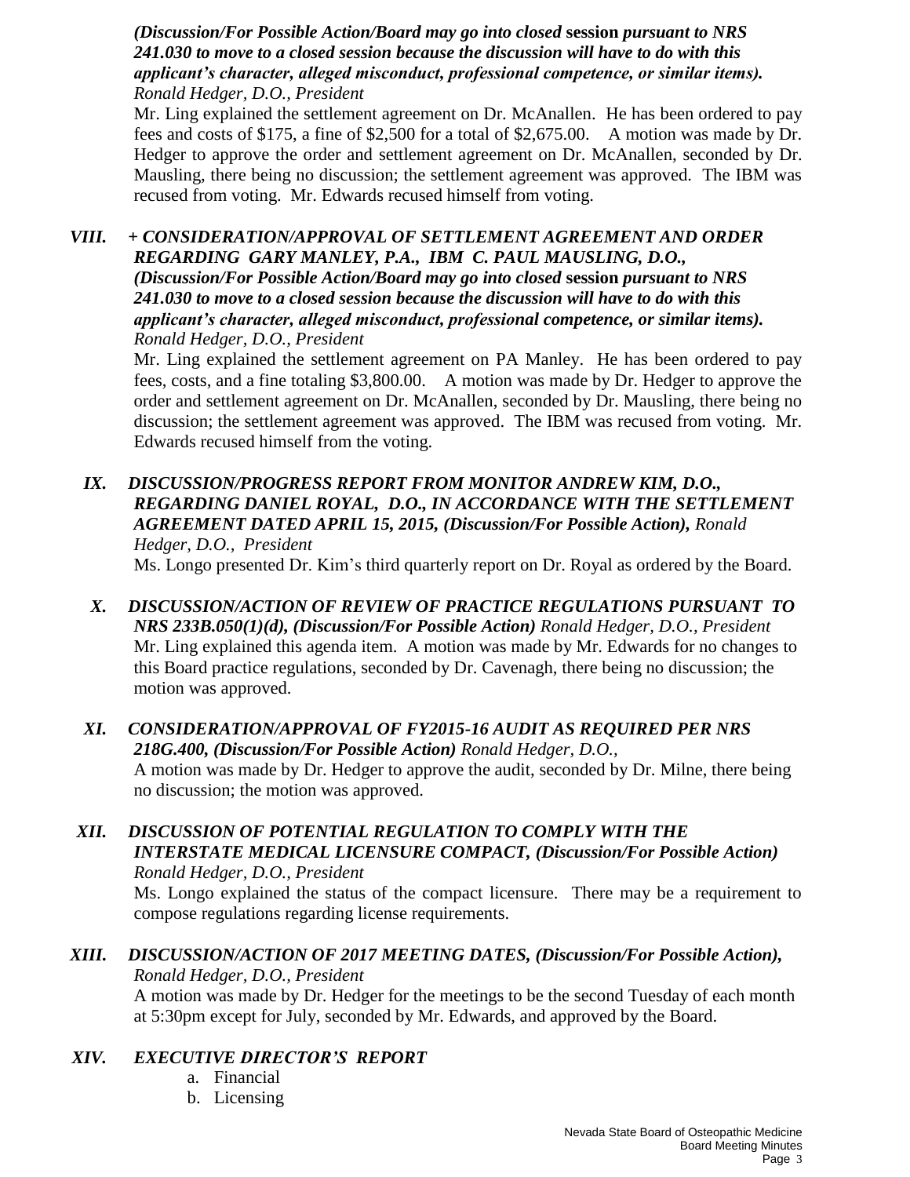*(Discussion/For Possible Action/Board may go into closed* **session** *pursuant to NRS 241.030 to move to a closed session because the discussion will have to do with this applicant's character, alleged misconduct, professional competence, or similar items). Ronald Hedger, D.O., President*

Mr. Ling explained the settlement agreement on Dr. McAnallen. He has been ordered to pay fees and costs of $175, a fine of $2,500 for a total of $2,675.00. A motion was made by Dr. Hedger to approve the order and settlement agreement on Dr. McAnallen, seconded by Dr. Mausling, there being no discussion; the settlement agreement was approved. The IBM was recused from voting. Mr. Edwards recused himself from voting.

***VIII. + CONSIDERATION/APPROVAL OF SETTLEMENT AGREEMENT AND ORDER REGARDING GARY MANLEY, P.A., IBM C. PAUL MAUSLING, D.O., (Discussion/For Possible Action/Board may go into closed* session *pursuant to NRS 241.030 to move to a closed session because the discussion will have to do with this applicant's character, alleged misconduct, professional competence, or similar items).*** *Ronald Hedger, D.O., President*

Mr. Ling explained the settlement agreement on PA Manley. He has been ordered to pay fees, costs, and a fine totaling $3,800.00. A motion was made by Dr. Hedger to approve the order and settlement agreement on Dr. McAnallen, seconded by Dr. Mausling, there being no discussion; the settlement agreement was approved. The IBM was recused from voting. Mr. Edwards recused himself from the voting.

***IX. DISCUSSION/PROGRESS REPORT FROM MONITOR ANDREW KIM, D.O., REGARDING DANIEL ROYAL, D.O., IN ACCORDANCE WITH THE SETTLEMENT AGREEMENT DATED APRIL 15, 2015, (Discussion/For Possible Action),*** *Ronald Hedger, D.O., President*

Ms. Longo presented Dr. Kim's third quarterly report on Dr. Royal as ordered by the Board.

***X. DISCUSSION/ACTION OF REVIEW OF PRACTICE REGULATIONS PURSUANT TO NRS 233B.050(1)(d), (Discussion/For Possible Action)*** *Ronald Hedger, D.O., President*

Mr. Ling explained this agenda item. A motion was made by Mr. Edwards for no changes to this Board practice regulations, seconded by Dr. Cavenagh, there being no discussion; the motion was approved.

***XI. CONSIDERATION/APPROVAL OF FY2015-16 AUDIT AS REQUIRED PER NRS 218G.400, (Discussion/For Possible Action)*** *Ronald Hedger, D.O.,*

A motion was made by Dr. Hedger to approve the audit, seconded by Dr. Milne, there being no discussion; the motion was approved.

***XII. DISCUSSION OF POTENTIAL REGULATION TO COMPLY WITH THE INTERSTATE MEDICAL LICENSURE COMPACT, (Discussion/For Possible Action)*** *Ronald Hedger, D.O., President*

Ms. Longo explained the status of the compact licensure. There may be a requirement to compose regulations regarding license requirements.

***XIII. DISCUSSION/ACTION OF 2017 MEETING DATES, (Discussion/For Possible Action),*** *Ronald Hedger, D.O., President*

A motion was made by Dr. Hedger for the meetings to be the second Tuesday of each month at 5:30pm except for July, seconded by Mr. Edwards, and approved by the Board.

***XIV. EXECUTIVE DIRECTOR'S REPORT***

a. Financial
b. Licensing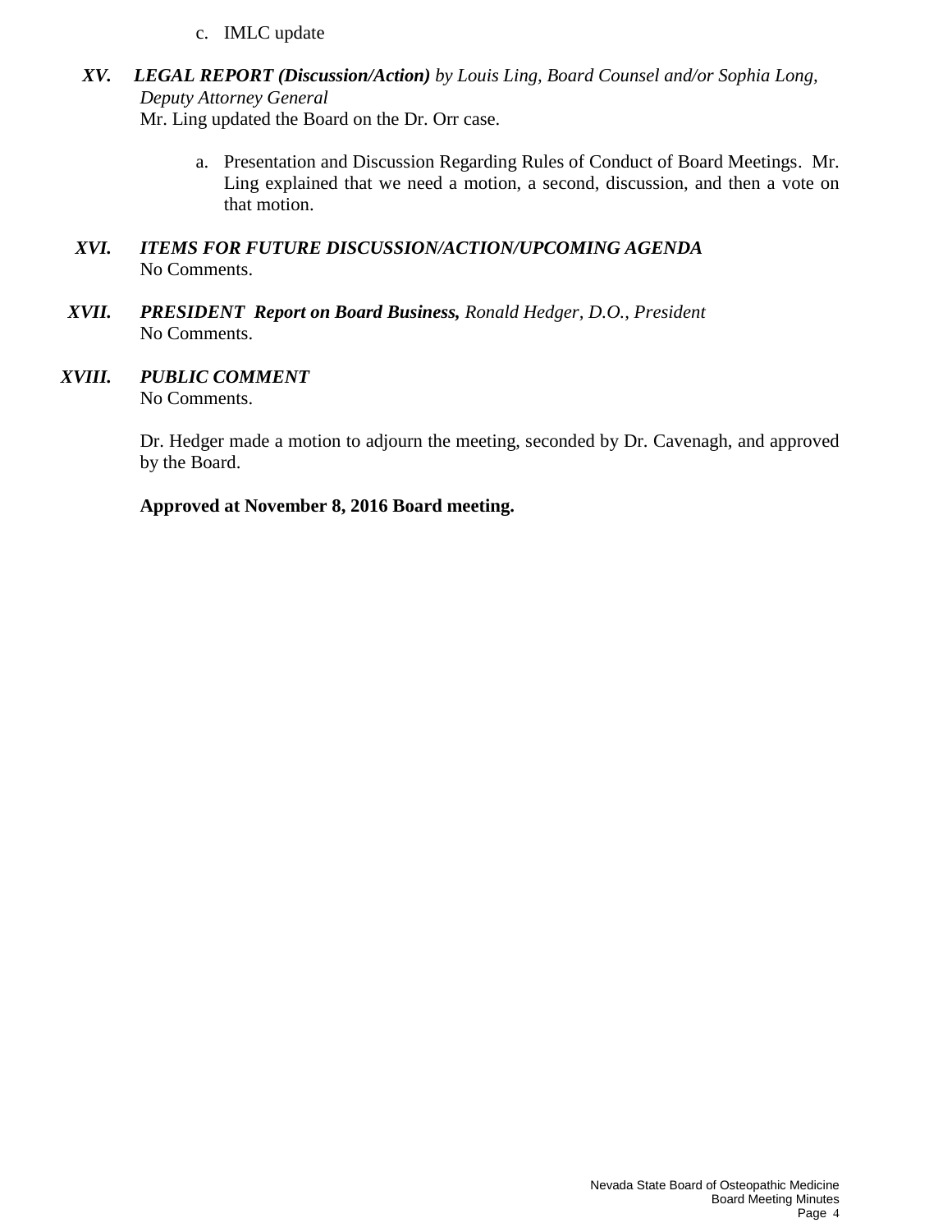c. IMLC update

**XV. *LEGAL REPORT (Discussion/Action)*** *by Louis Ling, Board Counsel and/or Sophia Long, Deputy Attorney General*

Mr. Ling updated the Board on the Dr. Orr case.

a. Presentation and Discussion Regarding Rules of Conduct of Board Meetings. Mr. Ling explained that we need a motion, a second, discussion, and then a vote on that motion.

**XVI. *ITEMS FOR FUTURE DISCUSSION/ACTION/UPCOMING AGENDA***

No Comments.

**XVII. *PRESIDENT Report on Board Business,*** *Ronald Hedger, D.O., President*

No Comments.

**XVIII. *PUBLIC COMMENT***

No Comments.

Dr. Hedger made a motion to adjourn the meeting, seconded by Dr. Cavenagh, and approved by the Board.

**Approved at November 8, 2016 Board meeting.**